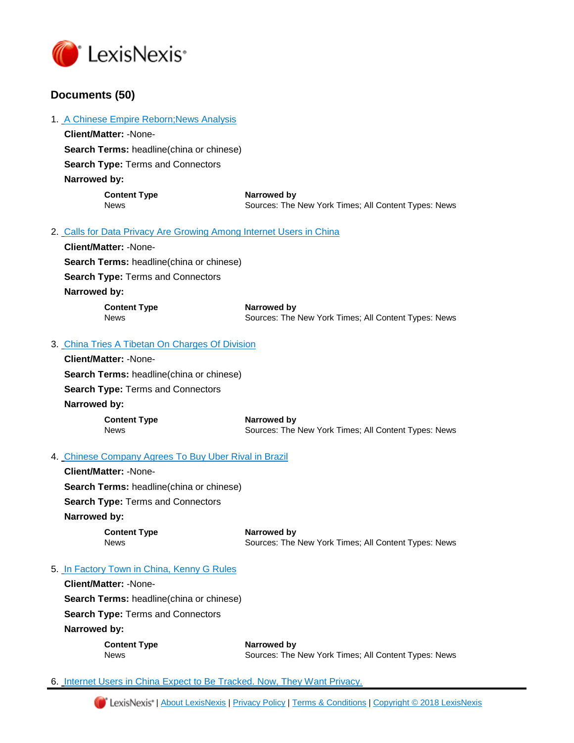LexisNexis®

## Documents (50)

1. A Chinese Empire Reborn;News Analysis

   **Client/Matter:** -None-

   **Search Terms:** headline(china or chinese)

   **Search Type:** Terms and Connectors

   **Narrowed by:**

   | Content Type | Narrowed by |
   |---|---|
   | News | Sources: The New York Times; All Content Types: News |

2. Calls for Data Privacy Are Growing Among Internet Users in China

   **Client/Matter:** -None-

   **Search Terms:** headline(china or chinese)

   **Search Type:** Terms and Connectors

   **Narrowed by:**

   | Content Type | Narrowed by |
   |---|---|
   | News | Sources: The New York Times; All Content Types: News |

3. China Tries A Tibetan On Charges Of Division

   **Client/Matter:** -None-

   **Search Terms:** headline(china or chinese)

   **Search Type:** Terms and Connectors

   **Narrowed by:**

   | Content Type | Narrowed by |
   |---|---|
   | News | Sources: The New York Times; All Content Types: News |

4. Chinese Company Agrees To Buy Uber Rival in Brazil

   **Client/Matter:** -None-

   **Search Terms:** headline(china or chinese)

   **Search Type:** Terms and Connectors

   **Narrowed by:**

   | Content Type | Narrowed by |
   |---|---|
   | News | Sources: The New York Times; All Content Types: News |

5. In Factory Town in China, Kenny G Rules

   **Client/Matter:** -None-

   **Search Terms:** headline(china or chinese)

   **Search Type:** Terms and Connectors

   **Narrowed by:**

   | Content Type | Narrowed by |
   |---|---|
   | News | Sources: The New York Times; All Content Types: News |

6. Internet Users in China Expect to Be Tracked. Now, They Want Privacy.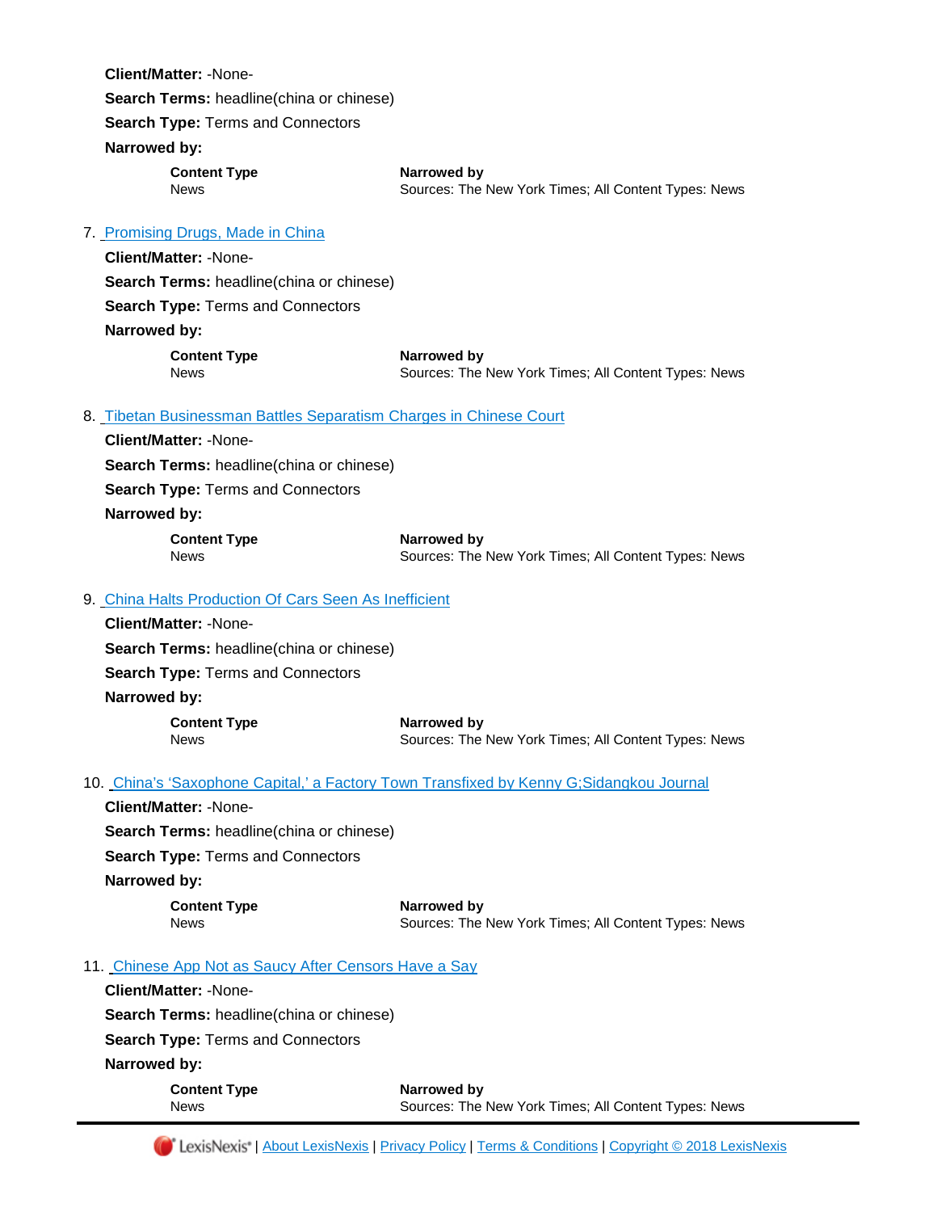**Client/Matter:** -None-

**Search Terms:** headline(china or chinese)

**Search Type:** Terms and Connectors

**Narrowed by:**

| Content Type | Narrowed by |
|---|---|
| News | Sources: The New York Times; All Content Types: News |

7. Promising Drugs, Made in China

**Client/Matter:** -None-

**Search Terms:** headline(china or chinese)

**Search Type:** Terms and Connectors

**Narrowed by:**

| Content Type | Narrowed by |
|---|---|
| News | Sources: The New York Times; All Content Types: News |

8. Tibetan Businessman Battles Separatism Charges in Chinese Court

**Client/Matter:** -None-

**Search Terms:** headline(china or chinese)

**Search Type:** Terms and Connectors

**Narrowed by:**

| Content Type | Narrowed by |
|---|---|
| News | Sources: The New York Times; All Content Types: News |

9. China Halts Production Of Cars Seen As Inefficient

**Client/Matter:** -None-

**Search Terms:** headline(china or chinese)

**Search Type:** Terms and Connectors

**Narrowed by:**

| Content Type | Narrowed by |
|---|---|
| News | Sources: The New York Times; All Content Types: News |

10. China's 'Saxophone Capital,' a Factory Town Transfixed by Kenny G;Sidangkou Journal

**Client/Matter:** -None-

**Search Terms:** headline(china or chinese)

**Search Type:** Terms and Connectors

**Narrowed by:**

| Content Type | Narrowed by |
|---|---|
| News | Sources: The New York Times; All Content Types: News |

11. Chinese App Not as Saucy After Censors Have a Say

**Client/Matter:** -None-

**Search Terms:** headline(china or chinese)

**Search Type:** Terms and Connectors

**Narrowed by:**

| Content Type | Narrowed by |
|---|---|
| News | Sources: The New York Times; All Content Types: News |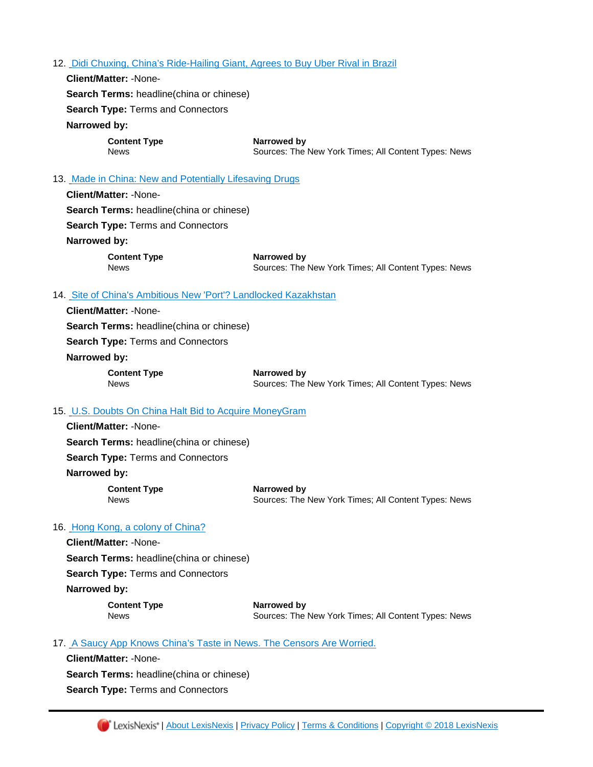12. [Didi Chuxing, China's Ride-Hailing Giant, Agrees to Buy Uber Rival in Brazil]()

    **Client/Matter:** -None-

    **Search Terms:** headline(china or chinese)

    **Search Type:** Terms and Connectors

    **Narrowed by:**

    | Content Type | Narrowed by |
    | --- | --- |
    | News | Sources: The New York Times; All Content Types: News |

13. [Made in China: New and Potentially Lifesaving Drugs]()

    **Client/Matter:** -None-

    **Search Terms:** headline(china or chinese)

    **Search Type:** Terms and Connectors

    **Narrowed by:**

    | Content Type | Narrowed by |
    | --- | --- |
    | News | Sources: The New York Times; All Content Types: News |

14. [Site of China's Ambitious New 'Port'? Landlocked Kazakhstan]()

    **Client/Matter:** -None-

    **Search Terms:** headline(china or chinese)

    **Search Type:** Terms and Connectors

    **Narrowed by:**

    | Content Type | Narrowed by |
    | --- | --- |
    | News | Sources: The New York Times; All Content Types: News |

15. [U.S. Doubts On China Halt Bid to Acquire MoneyGram]()

    **Client/Matter:** -None-

    **Search Terms:** headline(china or chinese)

    **Search Type:** Terms and Connectors

    **Narrowed by:**

    | Content Type | Narrowed by |
    | --- | --- |
    | News | Sources: The New York Times; All Content Types: News |

16. [Hong Kong, a colony of China?]()

    **Client/Matter:** -None-

    **Search Terms:** headline(china or chinese)

    **Search Type:** Terms and Connectors

    **Narrowed by:**

    | Content Type | Narrowed by |
    | --- | --- |
    | News | Sources: The New York Times; All Content Types: News |

17. [A Saucy App Knows China's Taste in News. The Censors Are Worried.]()

    **Client/Matter:** -None-

    **Search Terms:** headline(china or chinese)

    **Search Type:** Terms and Connectors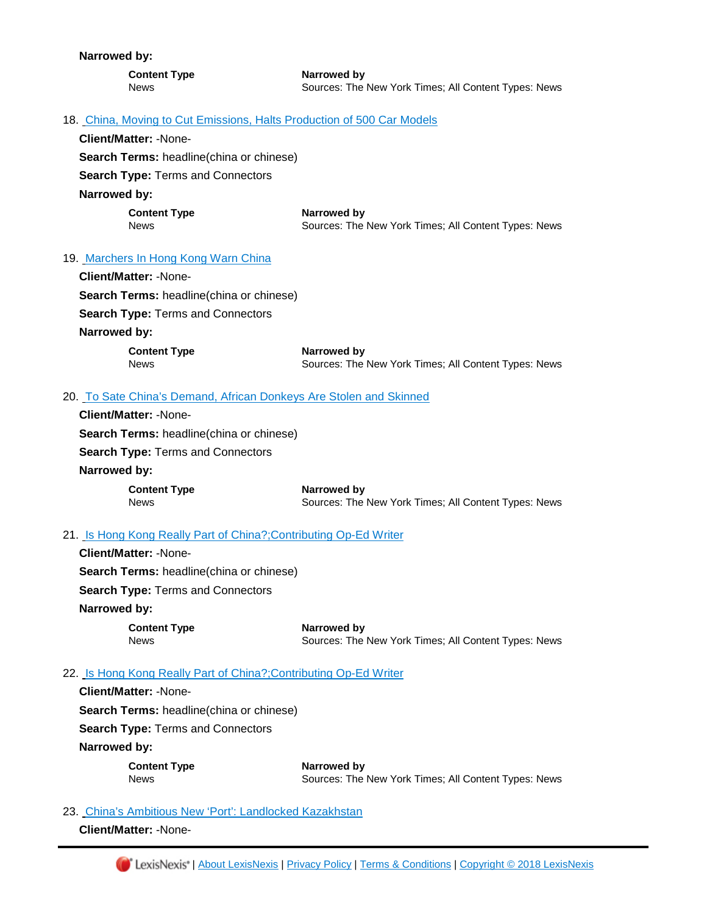**Narrowed by:**

| Content Type | Narrowed by |
|---|---|
| News | Sources: The New York Times; All Content Types: News |

18. China, Moving to Cut Emissions, Halts Production of 500 Car Models

**Client/Matter:** -None-

**Search Terms:** headline(china or chinese)

**Search Type:** Terms and Connectors

**Narrowed by:**

| Content Type | Narrowed by |
|---|---|
| News | Sources: The New York Times; All Content Types: News |

19. Marchers In Hong Kong Warn China

**Client/Matter:** -None-

**Search Terms:** headline(china or chinese)

**Search Type:** Terms and Connectors

**Narrowed by:**

| Content Type | Narrowed by |
|---|---|
| News | Sources: The New York Times; All Content Types: News |

20. To Sate China's Demand, African Donkeys Are Stolen and Skinned

**Client/Matter:** -None-

**Search Terms:** headline(china or chinese)

**Search Type:** Terms and Connectors

**Narrowed by:**

| Content Type | Narrowed by |
|---|---|
| News | Sources: The New York Times; All Content Types: News |

21. Is Hong Kong Really Part of China?;Contributing Op-Ed Writer

**Client/Matter:** -None-

**Search Terms:** headline(china or chinese)

**Search Type:** Terms and Connectors

**Narrowed by:**

| Content Type | Narrowed by |
|---|---|
| News | Sources: The New York Times; All Content Types: News |

22. Is Hong Kong Really Part of China?;Contributing Op-Ed Writer

**Client/Matter:** -None-

**Search Terms:** headline(china or chinese)

**Search Type:** Terms and Connectors

**Narrowed by:**

| Content Type | Narrowed by |
|---|---|
| News | Sources: The New York Times; All Content Types: News |

23. China's Ambitious New 'Port': Landlocked Kazakhstan

**Client/Matter:** -None-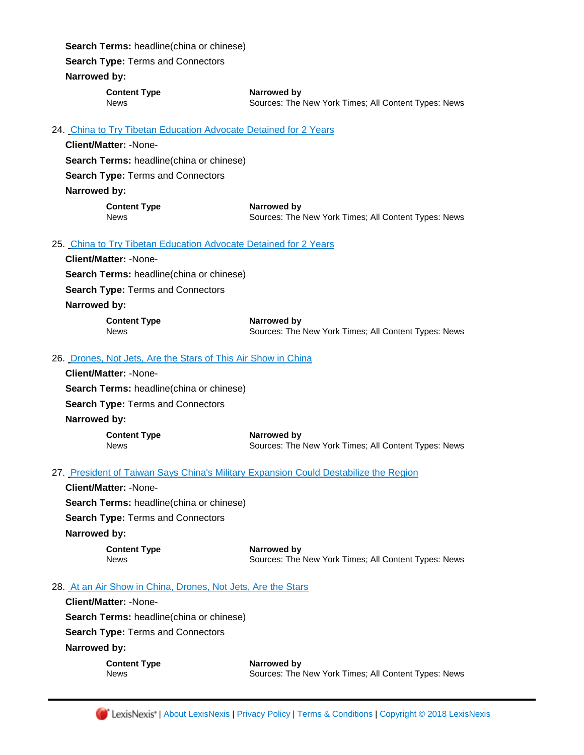**Search Terms:** headline(china or chinese)

**Search Type:** Terms and Connectors

**Narrowed by:**

| Content Type | Narrowed by |
| --- | --- |
| News | Sources: The New York Times; All Content Types: News |

24. China to Try Tibetan Education Advocate Detained for 2 Years

**Client/Matter:** -None-

**Search Terms:** headline(china or chinese)

**Search Type:** Terms and Connectors

**Narrowed by:**

| Content Type | Narrowed by |
| --- | --- |
| News | Sources: The New York Times; All Content Types: News |

25. China to Try Tibetan Education Advocate Detained for 2 Years

**Client/Matter:** -None-

**Search Terms:** headline(china or chinese)

**Search Type:** Terms and Connectors

**Narrowed by:**

| Content Type | Narrowed by |
| --- | --- |
| News | Sources: The New York Times; All Content Types: News |

26. Drones, Not Jets, Are the Stars of This Air Show in China

**Client/Matter:** -None-

**Search Terms:** headline(china or chinese)

**Search Type:** Terms and Connectors

**Narrowed by:**

| Content Type | Narrowed by |
| --- | --- |
| News | Sources: The New York Times; All Content Types: News |

27. President of Taiwan Says China's Military Expansion Could Destabilize the Region

**Client/Matter:** -None-

**Search Terms:** headline(china or chinese)

**Search Type:** Terms and Connectors

**Narrowed by:**

| Content Type | Narrowed by |
| --- | --- |
| News | Sources: The New York Times; All Content Types: News |

28. At an Air Show in China, Drones, Not Jets, Are the Stars

**Client/Matter:** -None-

**Search Terms:** headline(china or chinese)

**Search Type:** Terms and Connectors

**Narrowed by:**

| Content Type | Narrowed by |
| --- | --- |
| News | Sources: The New York Times; All Content Types: News |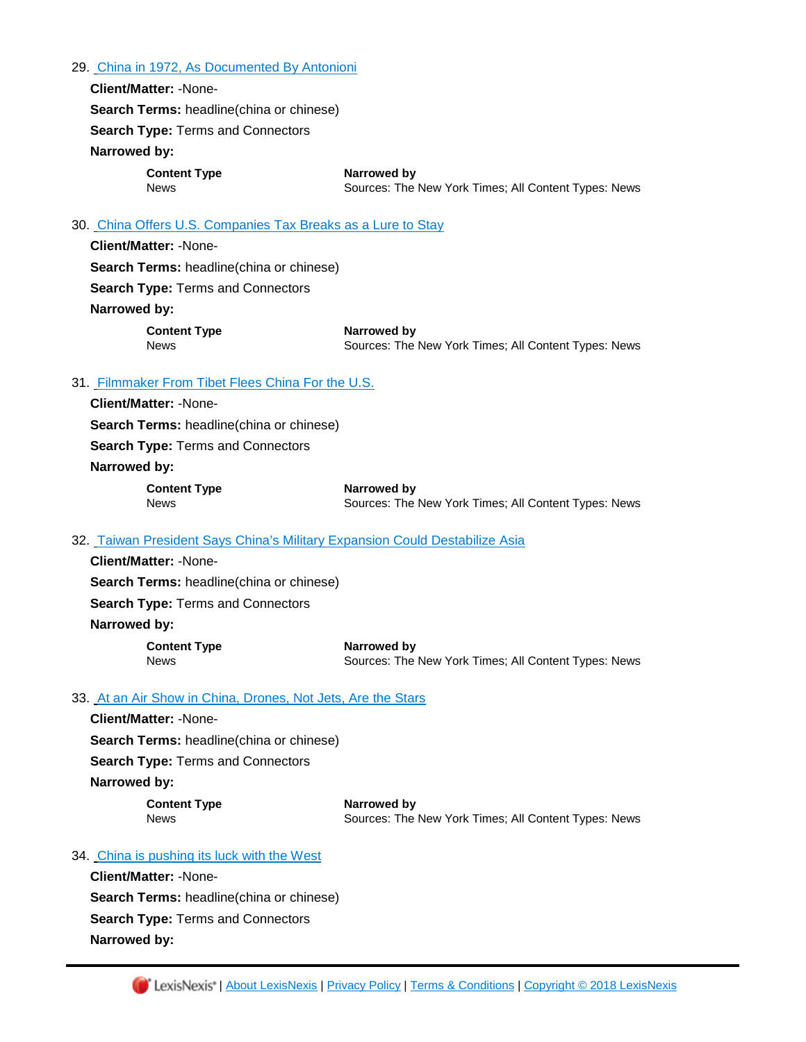29. [China in 1972, As Documented By Antonioni]()

**Client/Matter:** -None-

**Search Terms:** headline(china or chinese)

**Search Type:** Terms and Connectors

**Narrowed by:**

| **Content Type** | **Narrowed by** |
| --- | --- |
| News | Sources: The New York Times; All Content Types: News |

30. [China Offers U.S. Companies Tax Breaks as a Lure to Stay]()

**Client/Matter:** -None-

**Search Terms:** headline(china or chinese)

**Search Type:** Terms and Connectors

**Narrowed by:**

| **Content Type** | **Narrowed by** |
| --- | --- |
| News | Sources: The New York Times; All Content Types: News |

31. [Filmmaker From Tibet Flees China For the U.S.]()

**Client/Matter:** -None-

**Search Terms:** headline(china or chinese)

**Search Type:** Terms and Connectors

**Narrowed by:**

| **Content Type** | **Narrowed by** |
| --- | --- |
| News | Sources: The New York Times; All Content Types: News |

32. [Taiwan President Says China's Military Expansion Could Destabilize Asia]()

**Client/Matter:** -None-

**Search Terms:** headline(china or chinese)

**Search Type:** Terms and Connectors

**Narrowed by:**

| **Content Type** | **Narrowed by** |
| --- | --- |
| News | Sources: The New York Times; All Content Types: News |

33. [At an Air Show in China, Drones, Not Jets, Are the Stars]()

**Client/Matter:** -None-

**Search Terms:** headline(china or chinese)

**Search Type:** Terms and Connectors

**Narrowed by:**

| **Content Type** | **Narrowed by** |
| --- | --- |
| News | Sources: The New York Times; All Content Types: News |

34. [China is pushing its luck with the West]()

**Client/Matter:** -None-

**Search Terms:** headline(china or chinese)

**Search Type:** Terms and Connectors

**Narrowed by:**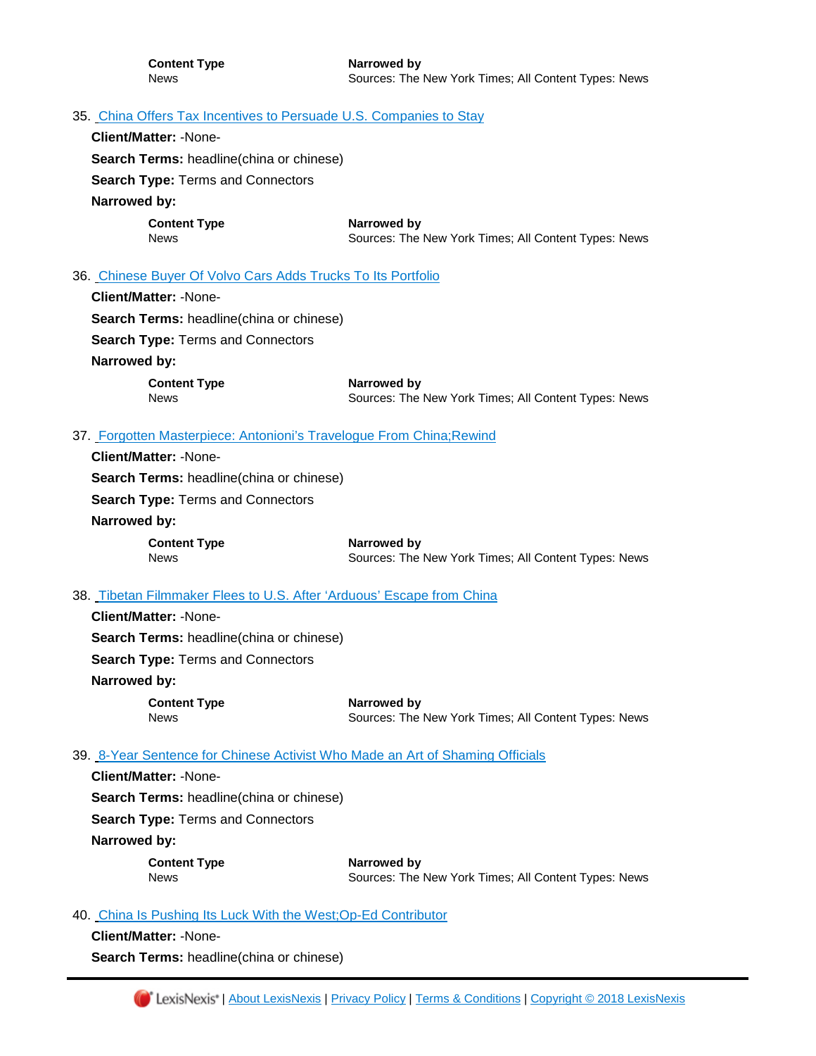| Content Type | Narrowed by |
|---|---|
| News | Sources: The New York Times; All Content Types: News |

35. China Offers Tax Incentives to Persuade U.S. Companies to Stay

**Client/Matter:** -None-

**Search Terms:** headline(china or chinese)

**Search Type:** Terms and Connectors

**Narrowed by:**

| Content Type | Narrowed by |
|---|---|
| News | Sources: The New York Times; All Content Types: News |

36. Chinese Buyer Of Volvo Cars Adds Trucks To Its Portfolio

**Client/Matter:** -None-

**Search Terms:** headline(china or chinese)

**Search Type:** Terms and Connectors

**Narrowed by:**

| Content Type | Narrowed by |
|---|---|
| News | Sources: The New York Times; All Content Types: News |

37. Forgotten Masterpiece: Antonioni's Travelogue From China;Rewind

**Client/Matter:** -None-

**Search Terms:** headline(china or chinese)

**Search Type:** Terms and Connectors

**Narrowed by:**

| Content Type | Narrowed by |
|---|---|
| News | Sources: The New York Times; All Content Types: News |

38. Tibetan Filmmaker Flees to U.S. After 'Arduous' Escape from China

**Client/Matter:** -None-

**Search Terms:** headline(china or chinese)

**Search Type:** Terms and Connectors

**Narrowed by:**

| Content Type | Narrowed by |
|---|---|
| News | Sources: The New York Times; All Content Types: News |

39. 8-Year Sentence for Chinese Activist Who Made an Art of Shaming Officials

**Client/Matter:** -None-

**Search Terms:** headline(china or chinese)

**Search Type:** Terms and Connectors

**Narrowed by:**

| Content Type | Narrowed by |
|---|---|
| News | Sources: The New York Times; All Content Types: News |

40. China Is Pushing Its Luck With the West;Op-Ed Contributor

**Client/Matter:** -None-

**Search Terms:** headline(china or chinese)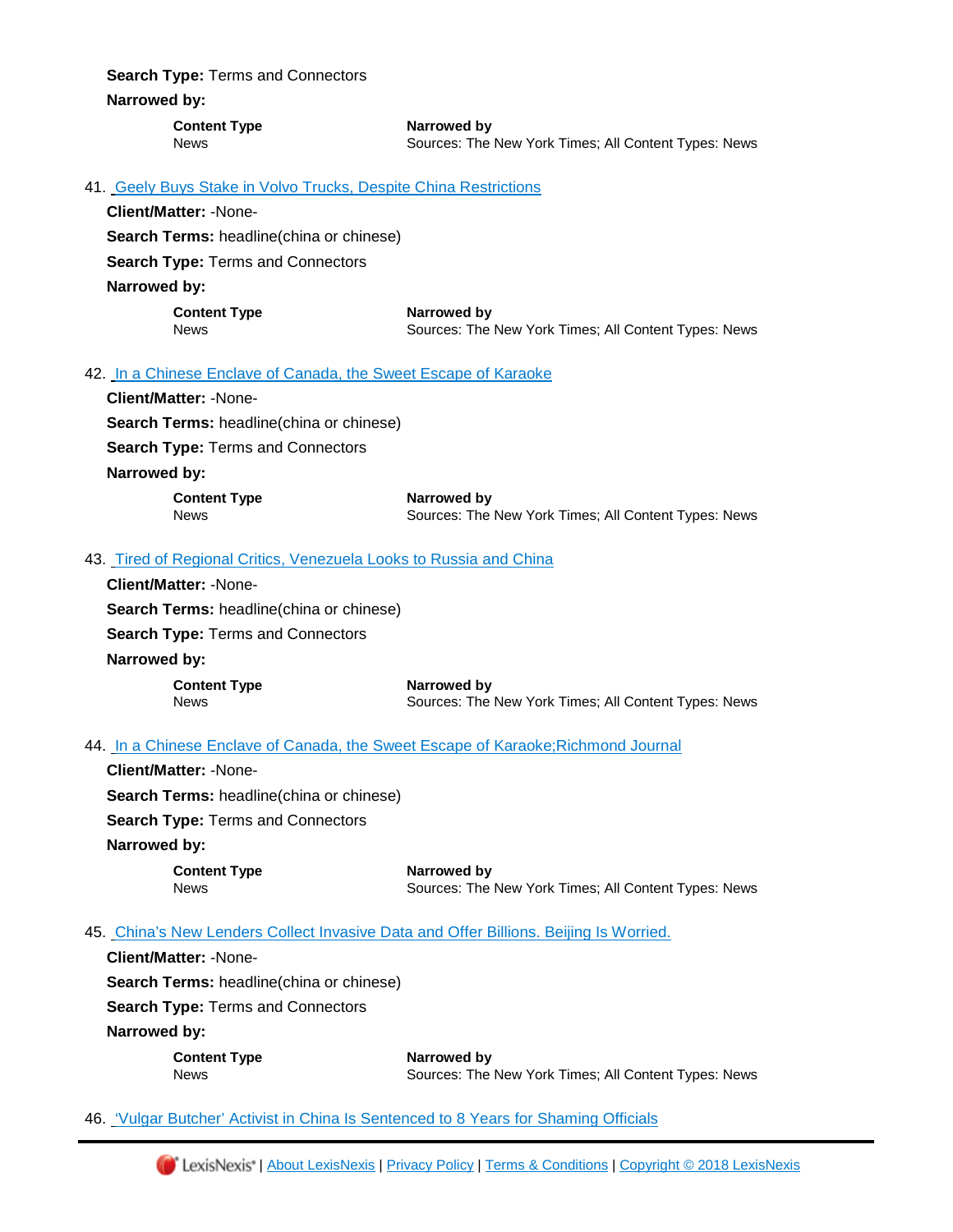**Search Type:** Terms and Connectors

**Narrowed by:**

| Content Type | Narrowed by |
|---|---|
| News | Sources: The New York Times; All Content Types: News |

41. [Geely Buys Stake in Volvo Trucks, Despite China Restrictions]

**Client/Matter:** -None-

**Search Terms:** headline(china or chinese)

**Search Type:** Terms and Connectors

**Narrowed by:**

| Content Type | Narrowed by |
|---|---|
| News | Sources: The New York Times; All Content Types: News |

42. [In a Chinese Enclave of Canada, the Sweet Escape of Karaoke]

**Client/Matter:** -None-

**Search Terms:** headline(china or chinese)

**Search Type:** Terms and Connectors

**Narrowed by:**

| Content Type | Narrowed by |
|---|---|
| News | Sources: The New York Times; All Content Types: News |

43. [Tired of Regional Critics, Venezuela Looks to Russia and China]

**Client/Matter:** -None-

**Search Terms:** headline(china or chinese)

**Search Type:** Terms and Connectors

**Narrowed by:**

| Content Type | Narrowed by |
|---|---|
| News | Sources: The New York Times; All Content Types: News |

44. [In a Chinese Enclave of Canada, the Sweet Escape of Karaoke;Richmond Journal]

**Client/Matter:** -None-

**Search Terms:** headline(china or chinese)

**Search Type:** Terms and Connectors

**Narrowed by:**

| Content Type | Narrowed by |
|---|---|
| News | Sources: The New York Times; All Content Types: News |

45. [China's New Lenders Collect Invasive Data and Offer Billions. Beijing Is Worried.]

**Client/Matter:** -None-

**Search Terms:** headline(china or chinese)

**Search Type:** Terms and Connectors

**Narrowed by:**

| Content Type | Narrowed by |
|---|---|
| News | Sources: The New York Times; All Content Types: News |

46. ['Vulgar Butcher' Activist in China Is Sentenced to 8 Years for Shaming Officials]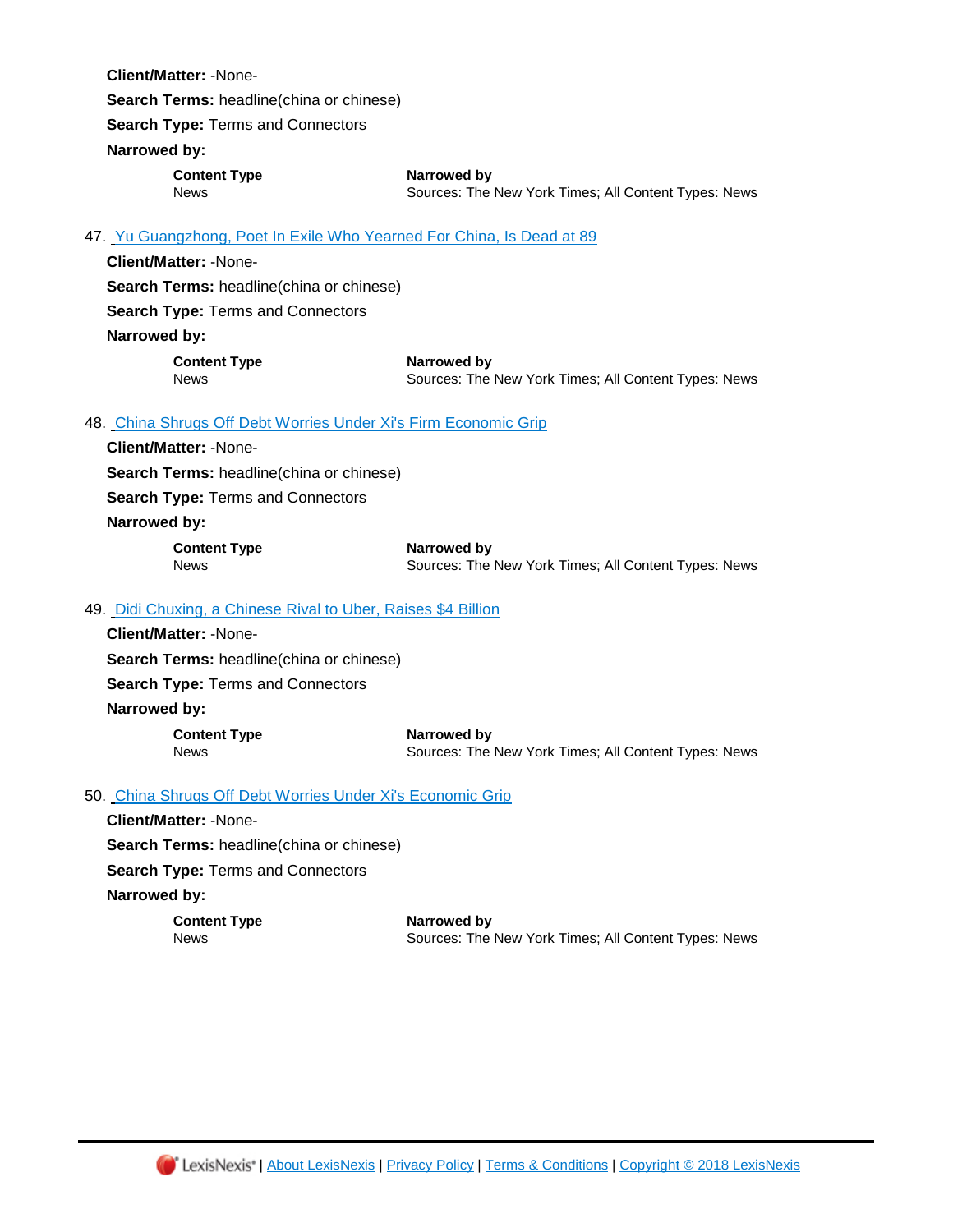**Client/Matter:** -None-

**Search Terms:** headline(china or chinese)

**Search Type:** Terms and Connectors

**Narrowed by:**

| Content Type | Narrowed by |
| --- | --- |
| News | Sources: The New York Times; All Content Types: News |

47. Yu Guangzhong, Poet In Exile Who Yearned For China, Is Dead at 89

**Client/Matter:** -None-

**Search Terms:** headline(china or chinese)

**Search Type:** Terms and Connectors

**Narrowed by:**

| Content Type | Narrowed by |
| --- | --- |
| News | Sources: The New York Times; All Content Types: News |

48. China Shrugs Off Debt Worries Under Xi's Firm Economic Grip

**Client/Matter:** -None-

**Search Terms:** headline(china or chinese)

**Search Type:** Terms and Connectors

**Narrowed by:**

| Content Type | Narrowed by |
| --- | --- |
| News | Sources: The New York Times; All Content Types: News |

49. Didi Chuxing, a Chinese Rival to Uber, Raises $4 Billion

**Client/Matter:** -None-

**Search Terms:** headline(china or chinese)

**Search Type:** Terms and Connectors

**Narrowed by:**

| Content Type | Narrowed by |
| --- | --- |
| News | Sources: The New York Times; All Content Types: News |

50. China Shrugs Off Debt Worries Under Xi's Economic Grip

**Client/Matter:** -None-

**Search Terms:** headline(china or chinese)

**Search Type:** Terms and Connectors

**Narrowed by:**

| Content Type | Narrowed by |
| --- | --- |
| News | Sources: The New York Times; All Content Types: News |